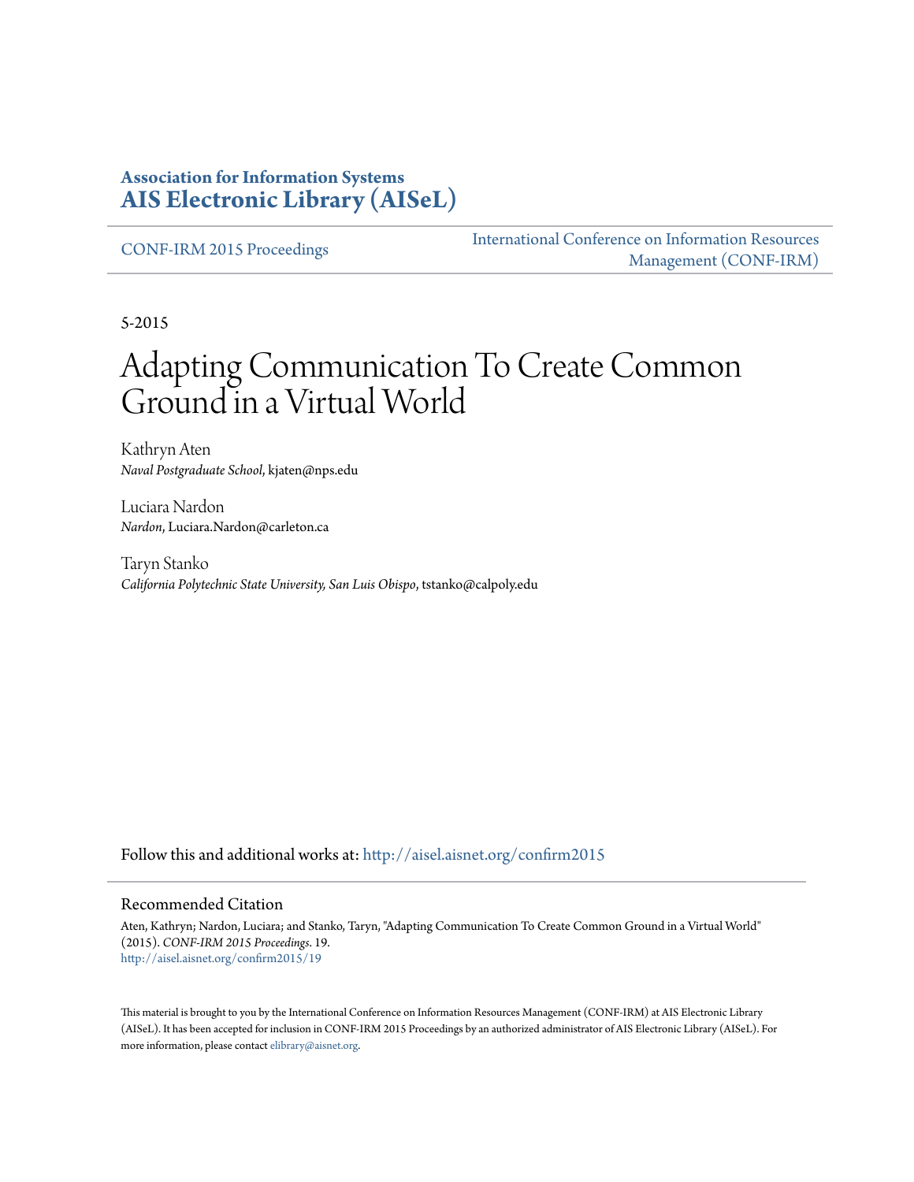**Association for Information Systems**
**AIS Electronic Library (AISeL)**

CONF-IRM 2015 Proceedings | International Conference on Information Resources Management (CONF-IRM)

5-2015

# Adapting Communication To Create Common Ground in a Virtual World

Kathryn Aten
*Naval Postgraduate School*, kjaten@nps.edu

Luciara Nardon
*Nardon*, Luciara.Nardon@carleton.ca

Taryn Stanko
*California Polytechnic State University, San Luis Obispo*, tstanko@calpoly.edu

Follow this and additional works at: http://aisel.aisnet.org/confirm2015

## Recommended Citation

Aten, Kathryn; Nardon, Luciara; and Stanko, Taryn, "Adapting Communication To Create Common Ground in a Virtual World" (2015). *CONF-IRM 2015 Proceedings*. 19.
http://aisel.aisnet.org/confirm2015/19

This material is brought to you by the International Conference on Information Resources Management (CONF-IRM) at AIS Electronic Library (AISeL). It has been accepted for inclusion in CONF-IRM 2015 Proceedings by an authorized administrator of AIS Electronic Library (AISeL). For more information, please contact elibrary@aisnet.org.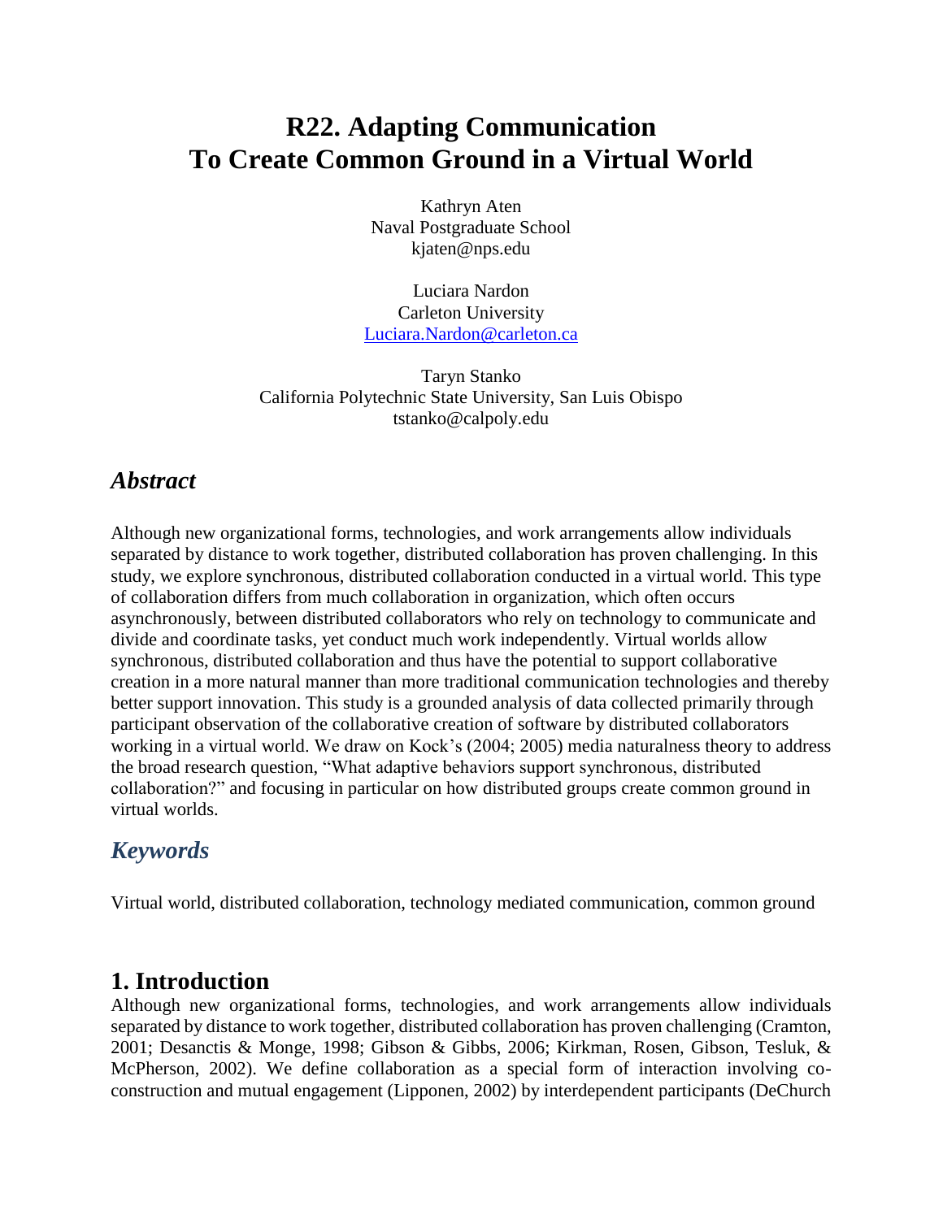# R22. Adapting Communication To Create Common Ground in a Virtual World

Kathryn Aten
Naval Postgraduate School
kjaten@nps.edu

Luciara Nardon
Carleton University
Luciara.Nardon@carleton.ca

Taryn Stanko
California Polytechnic State University, San Luis Obispo
tstanko@calpoly.edu

## *Abstract*

Although new organizational forms, technologies, and work arrangements allow individuals separated by distance to work together, distributed collaboration has proven challenging. In this study, we explore synchronous, distributed collaboration conducted in a virtual world. This type of collaboration differs from much collaboration in organization, which often occurs asynchronously, between distributed collaborators who rely on technology to communicate and divide and coordinate tasks, yet conduct much work independently. Virtual worlds allow synchronous, distributed collaboration and thus have the potential to support collaborative creation in a more natural manner than more traditional communication technologies and thereby better support innovation. This study is a grounded analysis of data collected primarily through participant observation of the collaborative creation of software by distributed collaborators working in a virtual world. We draw on Kock's (2004; 2005) media naturalness theory to address the broad research question, "What adaptive behaviors support synchronous, distributed collaboration?" and focusing in particular on how distributed groups create common ground in virtual worlds.

## *Keywords*

Virtual world, distributed collaboration, technology mediated communication, common ground

## 1. Introduction

Although new organizational forms, technologies, and work arrangements allow individuals separated by distance to work together, distributed collaboration has proven challenging (Cramton, 2001; Desanctis & Monge, 1998; Gibson & Gibbs, 2006; Kirkman, Rosen, Gibson, Tesluk, & McPherson, 2002). We define collaboration as a special form of interaction involving co-construction and mutual engagement (Lipponen, 2002) by interdependent participants (DeChurch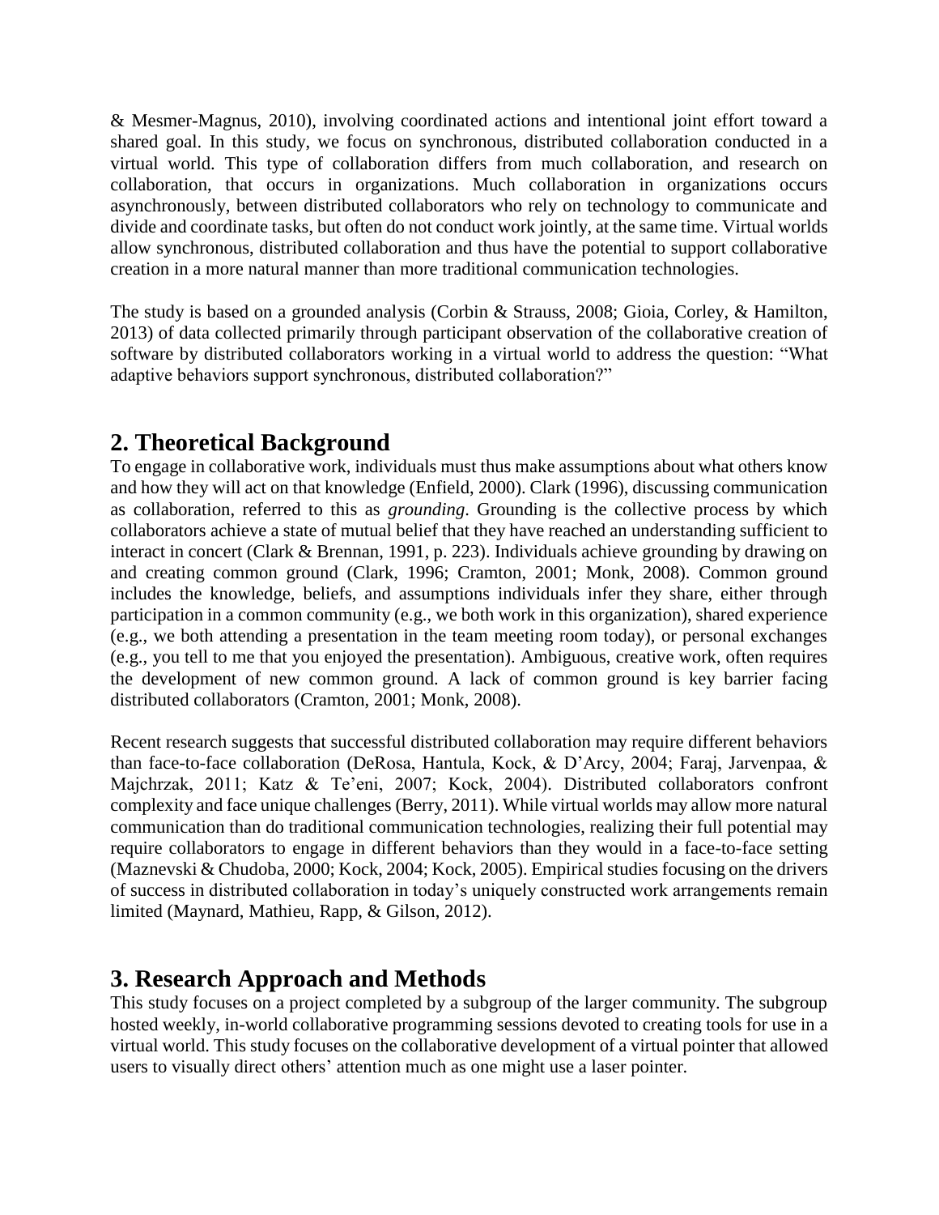& Mesmer-Magnus, 2010), involving coordinated actions and intentional joint effort toward a shared goal. In this study, we focus on synchronous, distributed collaboration conducted in a virtual world. This type of collaboration differs from much collaboration, and research on collaboration, that occurs in organizations. Much collaboration in organizations occurs asynchronously, between distributed collaborators who rely on technology to communicate and divide and coordinate tasks, but often do not conduct work jointly, at the same time. Virtual worlds allow synchronous, distributed collaboration and thus have the potential to support collaborative creation in a more natural manner than more traditional communication technologies.

The study is based on a grounded analysis (Corbin & Strauss, 2008; Gioia, Corley, & Hamilton, 2013) of data collected primarily through participant observation of the collaborative creation of software by distributed collaborators working in a virtual world to address the question: "What adaptive behaviors support synchronous, distributed collaboration?"

## 2. Theoretical Background

To engage in collaborative work, individuals must thus make assumptions about what others know and how they will act on that knowledge (Enfield, 2000). Clark (1996), discussing communication as collaboration, referred to this as *grounding*. Grounding is the collective process by which collaborators achieve a state of mutual belief that they have reached an understanding sufficient to interact in concert (Clark & Brennan, 1991, p. 223). Individuals achieve grounding by drawing on and creating common ground (Clark, 1996; Cramton, 2001; Monk, 2008). Common ground includes the knowledge, beliefs, and assumptions individuals infer they share, either through participation in a common community (e.g., we both work in this organization), shared experience (e.g., we both attending a presentation in the team meeting room today), or personal exchanges (e.g., you tell to me that you enjoyed the presentation). Ambiguous, creative work, often requires the development of new common ground. A lack of common ground is key barrier facing distributed collaborators (Cramton, 2001; Monk, 2008).

Recent research suggests that successful distributed collaboration may require different behaviors than face-to-face collaboration (DeRosa, Hantula, Kock, & D'Arcy, 2004; Faraj, Jarvenpaa, & Majchrzak, 2011; Katz & Te'eni, 2007; Kock, 2004). Distributed collaborators confront complexity and face unique challenges (Berry, 2011). While virtual worlds may allow more natural communication than do traditional communication technologies, realizing their full potential may require collaborators to engage in different behaviors than they would in a face-to-face setting (Maznevski & Chudoba, 2000; Kock, 2004; Kock, 2005). Empirical studies focusing on the drivers of success in distributed collaboration in today's uniquely constructed work arrangements remain limited (Maynard, Mathieu, Rapp, & Gilson, 2012).

## 3. Research Approach and Methods

This study focuses on a project completed by a subgroup of the larger community. The subgroup hosted weekly, in-world collaborative programming sessions devoted to creating tools for use in a virtual world. This study focuses on the collaborative development of a virtual pointer that allowed users to visually direct others' attention much as one might use a laser pointer.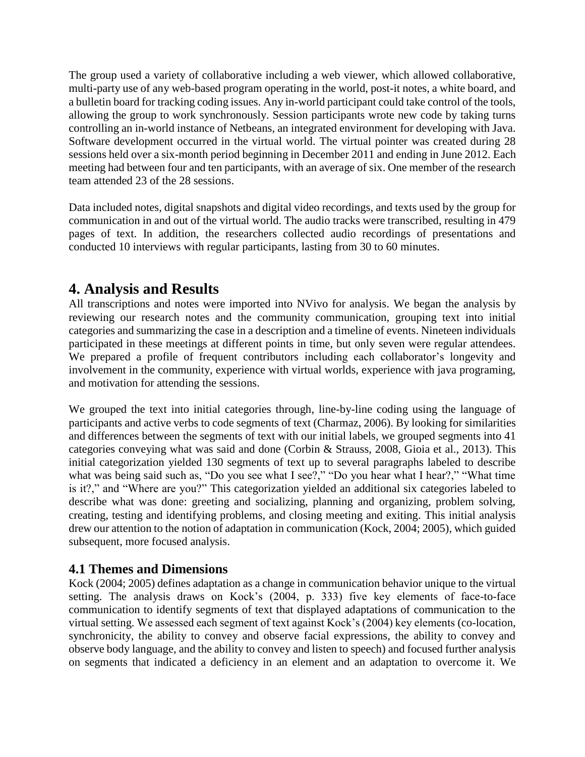The group used a variety of collaborative including a web viewer, which allowed collaborative, multi-party use of any web-based program operating in the world, post-it notes, a white board, and a bulletin board for tracking coding issues. Any in-world participant could take control of the tools, allowing the group to work synchronously. Session participants wrote new code by taking turns controlling an in-world instance of Netbeans, an integrated environment for developing with Java. Software development occurred in the virtual world. The virtual pointer was created during 28 sessions held over a six-month period beginning in December 2011 and ending in June 2012. Each meeting had between four and ten participants, with an average of six. One member of the research team attended 23 of the 28 sessions.

Data included notes, digital snapshots and digital video recordings, and texts used by the group for communication in and out of the virtual world. The audio tracks were transcribed, resulting in 479 pages of text. In addition, the researchers collected audio recordings of presentations and conducted 10 interviews with regular participants, lasting from 30 to 60 minutes.

# 4. Analysis and Results

All transcriptions and notes were imported into NVivo for analysis. We began the analysis by reviewing our research notes and the community communication, grouping text into initial categories and summarizing the case in a description and a timeline of events. Nineteen individuals participated in these meetings at different points in time, but only seven were regular attendees. We prepared a profile of frequent contributors including each collaborator's longevity and involvement in the community, experience with virtual worlds, experience with java programing, and motivation for attending the sessions.

We grouped the text into initial categories through, line-by-line coding using the language of participants and active verbs to code segments of text (Charmaz, 2006). By looking for similarities and differences between the segments of text with our initial labels, we grouped segments into 41 categories conveying what was said and done (Corbin & Strauss, 2008, Gioia et al., 2013). This initial categorization yielded 130 segments of text up to several paragraphs labeled to describe what was being said such as, "Do you see what I see?," "Do you hear what I hear?," "What time is it?," and "Where are you?" This categorization yielded an additional six categories labeled to describe what was done: greeting and socializing, planning and organizing, problem solving, creating, testing and identifying problems, and closing meeting and exiting. This initial analysis drew our attention to the notion of adaptation in communication (Kock, 2004; 2005), which guided subsequent, more focused analysis.

## 4.1 Themes and Dimensions

Kock (2004; 2005) defines adaptation as a change in communication behavior unique to the virtual setting. The analysis draws on Kock's (2004, p. 333) five key elements of face-to-face communication to identify segments of text that displayed adaptations of communication to the virtual setting. We assessed each segment of text against Kock's (2004) key elements (co-location, synchronicity, the ability to convey and observe facial expressions, the ability to convey and observe body language, and the ability to convey and listen to speech) and focused further analysis on segments that indicated a deficiency in an element and an adaptation to overcome it. We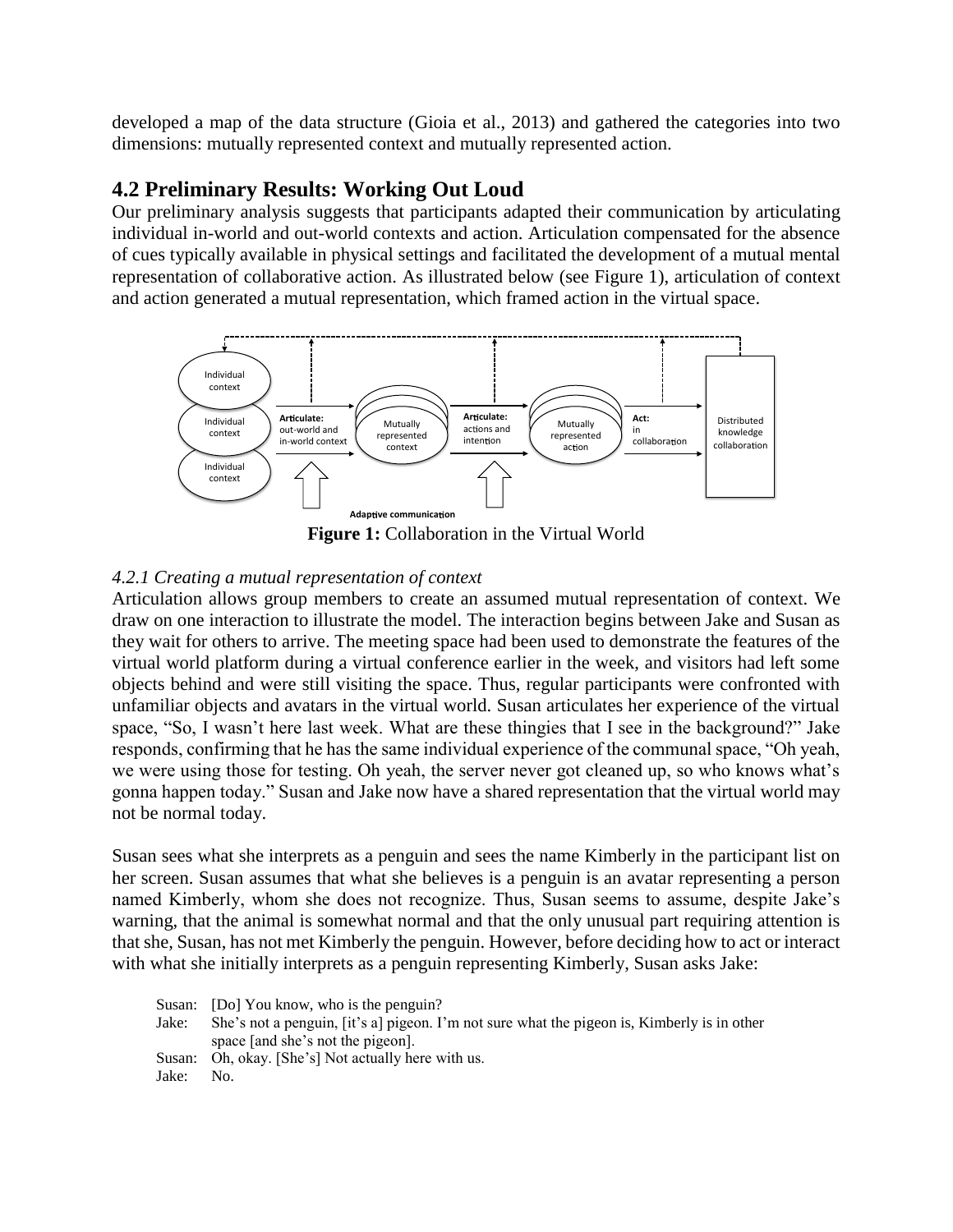developed a map of the data structure (Gioia et al., 2013) and gathered the categories into two dimensions: mutually represented context and mutually represented action.

## 4.2 Preliminary Results: Working Out Loud

Our preliminary analysis suggests that participants adapted their communication by articulating individual in-world and out-world contexts and action. Articulation compensated for the absence of cues typically available in physical settings and facilitated the development of a mutual mental representation of collaborative action. As illustrated below (see Figure 1), articulation of context and action generated a mutual representation, which framed action in the virtual space.

**Figure 1:** Collaboration in the Virtual World

### *4.2.1 Creating a mutual representation of context*

Articulation allows group members to create an assumed mutual representation of context. We draw on one interaction to illustrate the model. The interaction begins between Jake and Susan as they wait for others to arrive. The meeting space had been used to demonstrate the features of the virtual world platform during a virtual conference earlier in the week, and visitors had left some objects behind and were still visiting the space. Thus, regular participants were confronted with unfamiliar objects and avatars in the virtual world. Susan articulates her experience of the virtual space, "So, I wasn't here last week. What are these thingies that I see in the background?" Jake responds, confirming that he has the same individual experience of the communal space, "Oh yeah, we were using those for testing. Oh yeah, the server never got cleaned up, so who knows what's gonna happen today." Susan and Jake now have a shared representation that the virtual world may not be normal today.

Susan sees what she interprets as a penguin and sees the name Kimberly in the participant list on her screen. Susan assumes that what she believes is a penguin is an avatar representing a person named Kimberly, whom she does not recognize. Thus, Susan seems to assume, despite Jake's warning, that the animal is somewhat normal and that the only unusual part requiring attention is that she, Susan, has not met Kimberly the penguin. However, before deciding how to act or interact with what she initially interprets as a penguin representing Kimberly, Susan asks Jake:

Susan: [Do] You know, who is the penguin?
Jake: She's not a penguin, [it's a] pigeon. I'm not sure what the pigeon is, Kimberly is in other space [and she's not the pigeon].
Susan: Oh, okay. [She's] Not actually here with us.
Jake: No.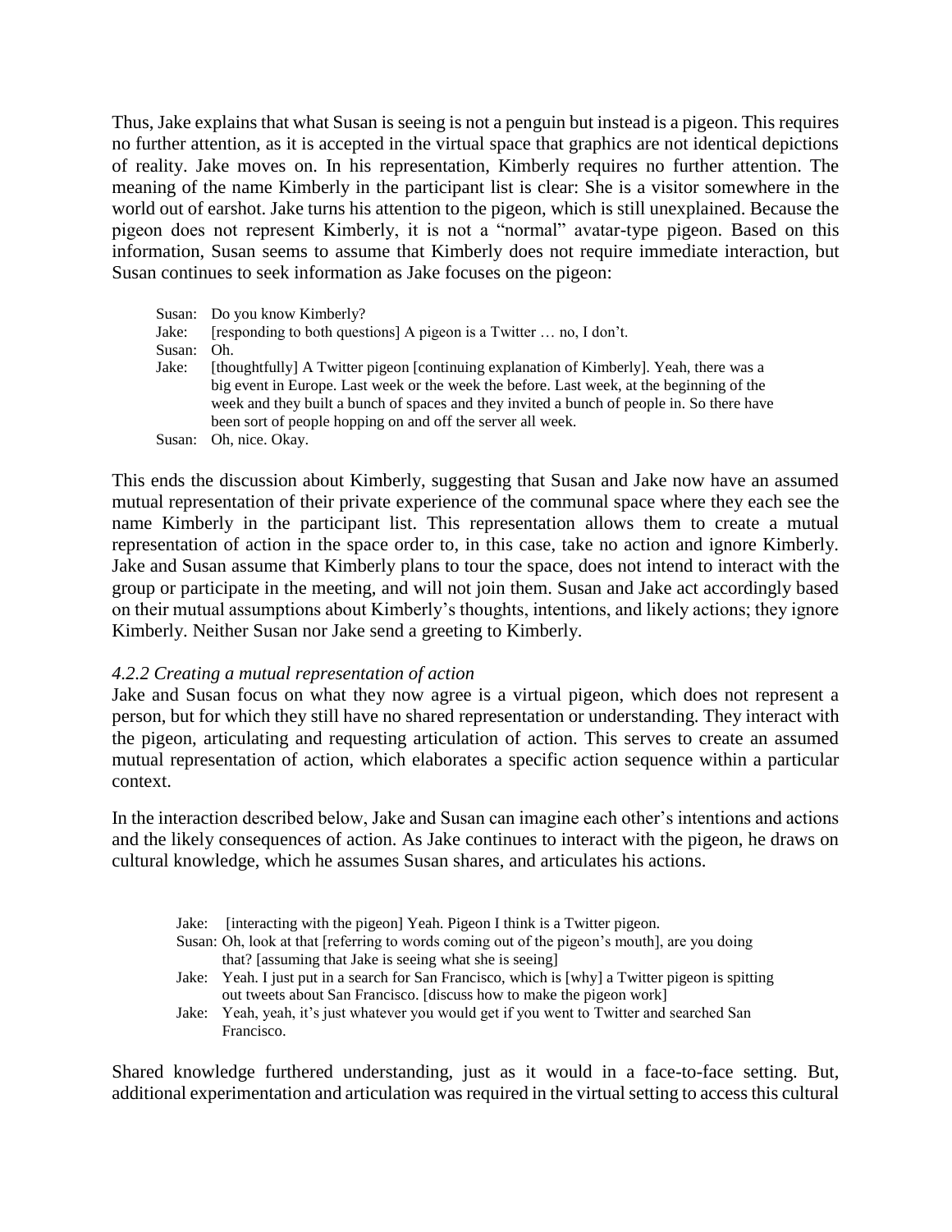Thus, Jake explains that what Susan is seeing is not a penguin but instead is a pigeon. This requires no further attention, as it is accepted in the virtual space that graphics are not identical depictions of reality. Jake moves on. In his representation, Kimberly requires no further attention. The meaning of the name Kimberly in the participant list is clear: She is a visitor somewhere in the world out of earshot. Jake turns his attention to the pigeon, which is still unexplained. Because the pigeon does not represent Kimberly, it is not a "normal" avatar-type pigeon. Based on this information, Susan seems to assume that Kimberly does not require immediate interaction, but Susan continues to seek information as Jake focuses on the pigeon:

> Susan: Do you know Kimberly?
> Jake: [responding to both questions] A pigeon is a Twitter … no, I don't.
> Susan: Oh.
> Jake: [thoughtfully] A Twitter pigeon [continuing explanation of Kimberly]. Yeah, there was a big event in Europe. Last week or the week the before. Last week, at the beginning of the week and they built a bunch of spaces and they invited a bunch of people in. So there have been sort of people hopping on and off the server all week.
> Susan: Oh, nice. Okay.

This ends the discussion about Kimberly, suggesting that Susan and Jake now have an assumed mutual representation of their private experience of the communal space where they each see the name Kimberly in the participant list. This representation allows them to create a mutual representation of action in the space order to, in this case, take no action and ignore Kimberly. Jake and Susan assume that Kimberly plans to tour the space, does not intend to interact with the group or participate in the meeting, and will not join them. Susan and Jake act accordingly based on their mutual assumptions about Kimberly's thoughts, intentions, and likely actions; they ignore Kimberly. Neither Susan nor Jake send a greeting to Kimberly.

### *4.2.2 Creating a mutual representation of action*

Jake and Susan focus on what they now agree is a virtual pigeon, which does not represent a person, but for which they still have no shared representation or understanding. They interact with the pigeon, articulating and requesting articulation of action. This serves to create an assumed mutual representation of action, which elaborates a specific action sequence within a particular context.

In the interaction described below, Jake and Susan can imagine each other's intentions and actions and the likely consequences of action. As Jake continues to interact with the pigeon, he draws on cultural knowledge, which he assumes Susan shares, and articulates his actions.

> Jake: [interacting with the pigeon] Yeah. Pigeon I think is a Twitter pigeon.
> Susan: Oh, look at that [referring to words coming out of the pigeon's mouth], are you doing that? [assuming that Jake is seeing what she is seeing]
> Jake: Yeah. I just put in a search for San Francisco, which is [why] a Twitter pigeon is spitting out tweets about San Francisco. [discuss how to make the pigeon work]
> Jake: Yeah, yeah, it's just whatever you would get if you went to Twitter and searched San Francisco.

Shared knowledge furthered understanding, just as it would in a face-to-face setting. But, additional experimentation and articulation was required in the virtual setting to access this cultural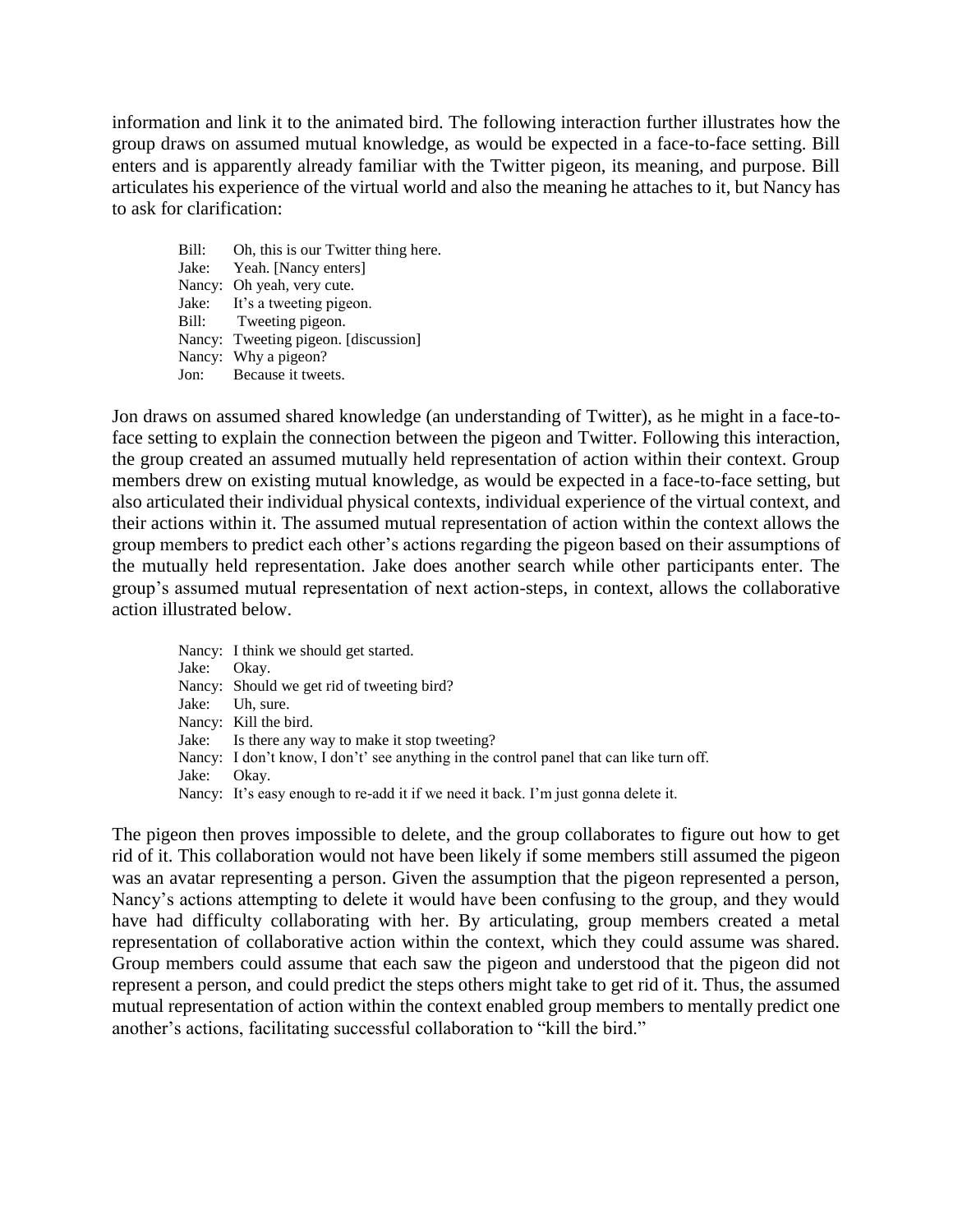information and link it to the animated bird. The following interaction further illustrates how the group draws on assumed mutual knowledge, as would be expected in a face-to-face setting. Bill enters and is apparently already familiar with the Twitter pigeon, its meaning, and purpose. Bill articulates his experience of the virtual world and also the meaning he attaches to it, but Nancy has to ask for clarification:

> Bill: Oh, this is our Twitter thing here.  
> Jake: Yeah. [Nancy enters]  
> Nancy: Oh yeah, very cute.  
> Jake: It's a tweeting pigeon.  
> Bill: Tweeting pigeon.  
> Nancy: Tweeting pigeon. [discussion]  
> Nancy: Why a pigeon?  
> Jon: Because it tweets.

Jon draws on assumed shared knowledge (an understanding of Twitter), as he might in a face-to-face setting to explain the connection between the pigeon and Twitter. Following this interaction, the group created an assumed mutually held representation of action within their context. Group members drew on existing mutual knowledge, as would be expected in a face-to-face setting, but also articulated their individual physical contexts, individual experience of the virtual context, and their actions within it. The assumed mutual representation of action within the context allows the group members to predict each other's actions regarding the pigeon based on their assumptions of the mutually held representation. Jake does another search while other participants enter. The group's assumed mutual representation of next action-steps, in context, allows the collaborative action illustrated below.

> Nancy: I think we should get started.  
> Jake: Okay.  
> Nancy: Should we get rid of tweeting bird?  
> Jake: Uh, sure.  
> Nancy: Kill the bird.  
> Jake: Is there any way to make it stop tweeting?  
> Nancy: I don't know, I don't' see anything in the control panel that can like turn off.  
> Jake: Okay.  
> Nancy: It's easy enough to re-add it if we need it back. I'm just gonna delete it.

The pigeon then proves impossible to delete, and the group collaborates to figure out how to get rid of it. This collaboration would not have been likely if some members still assumed the pigeon was an avatar representing a person. Given the assumption that the pigeon represented a person, Nancy's actions attempting to delete it would have been confusing to the group, and they would have had difficulty collaborating with her. By articulating, group members created a metal representation of collaborative action within the context, which they could assume was shared. Group members could assume that each saw the pigeon and understood that the pigeon did not represent a person, and could predict the steps others might take to get rid of it. Thus, the assumed mutual representation of action within the context enabled group members to mentally predict one another's actions, facilitating successful collaboration to "kill the bird."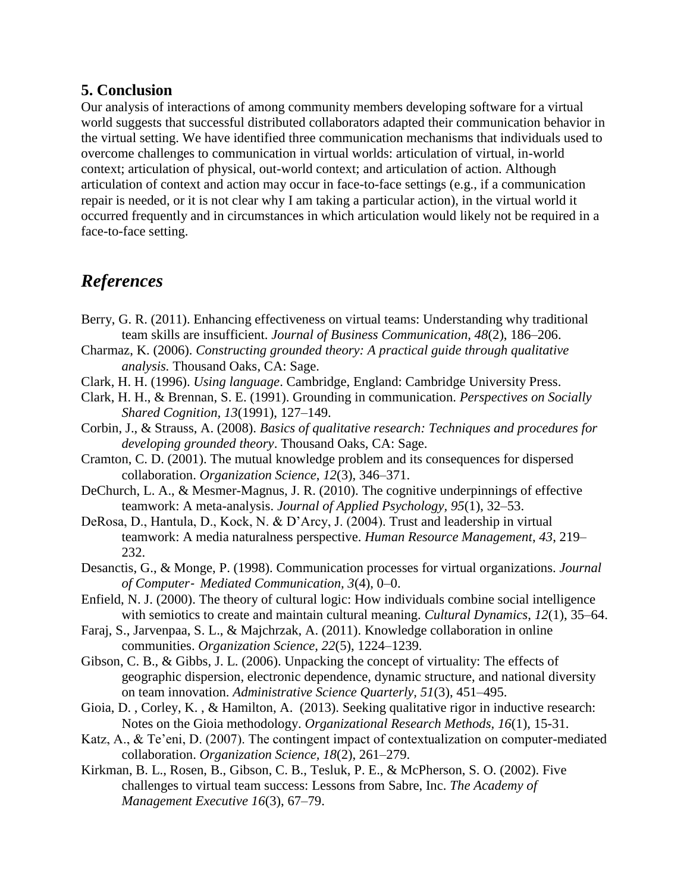## 5. Conclusion

Our analysis of interactions of among community members developing software for a virtual world suggests that successful distributed collaborators adapted their communication behavior in the virtual setting. We have identified three communication mechanisms that individuals used to overcome challenges to communication in virtual worlds: articulation of virtual, in-world context; articulation of physical, out-world context; and articulation of action. Although articulation of context and action may occur in face-to-face settings (e.g., if a communication repair is needed, or it is not clear why I am taking a particular action), in the virtual world it occurred frequently and in circumstances in which articulation would likely not be required in a face-to-face setting.

## *References*

Berry, G. R. (2011). Enhancing effectiveness on virtual teams: Understanding why traditional team skills are insufficient. *Journal of Business Communication*, *48*(2), 186–206.

Charmaz, K. (2006). *Constructing grounded theory: A practical guide through qualitative analysis.* Thousand Oaks, CA: Sage.

Clark, H. H. (1996). *Using language*. Cambridge, England: Cambridge University Press.

Clark, H. H., & Brennan, S. E. (1991). Grounding in communication. *Perspectives on Socially Shared Cognition*, *13*(1991), 127–149.

Corbin, J., & Strauss, A. (2008). *Basics of qualitative research: Techniques and procedures for developing grounded theory*. Thousand Oaks, CA: Sage.

Cramton, C. D. (2001). The mutual knowledge problem and its consequences for dispersed collaboration. *Organization Science*, *12*(3), 346–371.

DeChurch, L. A., & Mesmer-Magnus, J. R. (2010). The cognitive underpinnings of effective teamwork: A meta-analysis. *Journal of Applied Psychology, 95*(1), 32–53.

DeRosa, D., Hantula, D., Kock, N. & D'Arcy, J. (2004). Trust and leadership in virtual teamwork: A media naturalness perspective. *Human Resource Management*, *43*, 219–232.

Desanctis, G., & Monge, P. (1998). Communication processes for virtual organizations. *Journal of Computer‐ Mediated Communication, 3*(4), 0–0.

Enfield, N. J. (2000). The theory of cultural logic: How individuals combine social intelligence with semiotics to create and maintain cultural meaning. *Cultural Dynamics*, *12*(1), 35–64.

Faraj, S., Jarvenpaa, S. L., & Majchrzak, A. (2011). Knowledge collaboration in online communities. *Organization Science, 22*(5), 1224–1239.

Gibson, C. B., & Gibbs, J. L. (2006). Unpacking the concept of virtuality: The effects of geographic dispersion, electronic dependence, dynamic structure, and national diversity on team innovation. *Administrative Science Quarterly, 51*(3), 451–495.

Gioia, D. , Corley, K. , & Hamilton, A. (2013). Seeking qualitative rigor in inductive research: Notes on the Gioia methodology. *Organizational Research Methods, 16*(1), 15-31.

Katz, A., & Te'eni, D. (2007). The contingent impact of contextualization on computer-mediated collaboration. *Organization Science, 18*(2), 261–279.

Kirkman, B. L., Rosen, B., Gibson, C. B., Tesluk, P. E., & McPherson, S. O. (2002). Five challenges to virtual team success: Lessons from Sabre, Inc. *The Academy of Management Executive 16*(3), 67–79.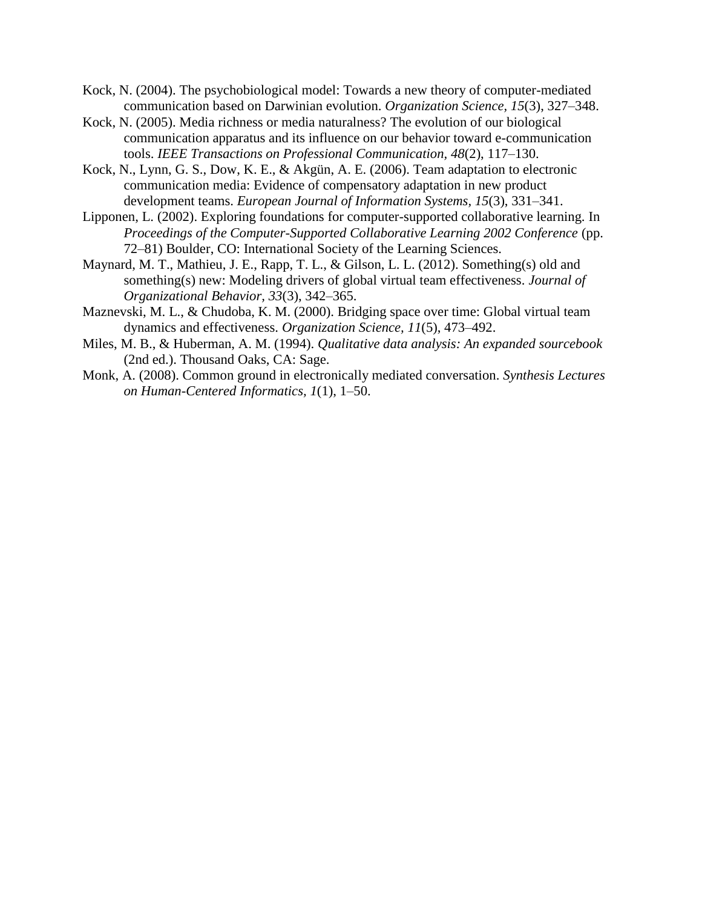Kock, N. (2004). The psychobiological model: Towards a new theory of computer-mediated communication based on Darwinian evolution. *Organization Science, 15*(3), 327–348.

Kock, N. (2005). Media richness or media naturalness? The evolution of our biological communication apparatus and its influence on our behavior toward e-communication tools. *IEEE Transactions on Professional Communication, 48*(2), 117–130.

Kock, N., Lynn, G. S., Dow, K. E., & Akgün, A. E. (2006). Team adaptation to electronic communication media: Evidence of compensatory adaptation in new product development teams. *European Journal of Information Systems, 15*(3), 331–341.

Lipponen, L. (2002). Exploring foundations for computer-supported collaborative learning. In *Proceedings of the Computer-Supported Collaborative Learning 2002 Conference* (pp. 72–81) Boulder, CO: International Society of the Learning Sciences.

Maynard, M. T., Mathieu, J. E., Rapp, T. L., & Gilson, L. L. (2012). Something(s) old and something(s) new: Modeling drivers of global virtual team effectiveness. *Journal of Organizational Behavior, 33*(3), 342–365.

Maznevski, M. L., & Chudoba, K. M. (2000). Bridging space over time: Global virtual team dynamics and effectiveness. *Organization Science, 11*(5), 473–492.

Miles, M. B., & Huberman, A. M. (1994). *Qualitative data analysis: An expanded sourcebook* (2nd ed.). Thousand Oaks, CA: Sage.

Monk, A. (2008). Common ground in electronically mediated conversation. *Synthesis Lectures on Human-Centered Informatics, 1*(1), 1–50.